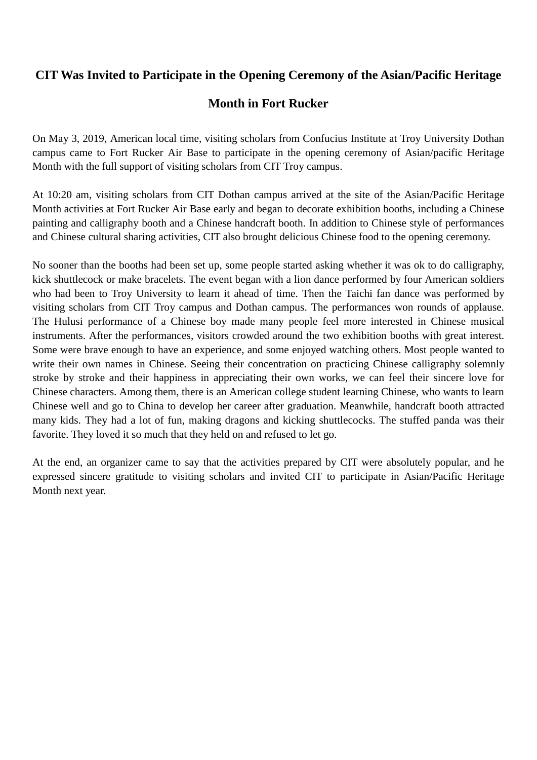# CIT Was Invited to Participate in the Opening Ceremony of the Asian/Pacific Heritage Month in Fort Rucker

On May 3, 2019, American local time, visiting scholars from Confucius Institute at Troy University Dothan campus came to Fort Rucker Air Base to participate in the opening ceremony of Asian/pacific Heritage Month with the full support of visiting scholars from CIT Troy campus.

At 10:20 am, visiting scholars from CIT Dothan campus arrived at the site of the Asian/Pacific Heritage Month activities at Fort Rucker Air Base early and began to decorate exhibition booths, including a Chinese painting and calligraphy booth and a Chinese handcraft booth. In addition to Chinese style of performances and Chinese cultural sharing activities, CIT also brought delicious Chinese food to the opening ceremony.

No sooner than the booths had been set up, some people started asking whether it was ok to do calligraphy, kick shuttlecock or make bracelets. The event began with a lion dance performed by four American soldiers who had been to Troy University to learn it ahead of time. Then the Taichi fan dance was performed by visiting scholars from CIT Troy campus and Dothan campus. The performances won rounds of applause. The Hulusi performance of a Chinese boy made many people feel more interested in Chinese musical instruments. After the performances, visitors crowded around the two exhibition booths with great interest. Some were brave enough to have an experience, and some enjoyed watching others. Most people wanted to write their own names in Chinese. Seeing their concentration on practicing Chinese calligraphy solemnly stroke by stroke and their happiness in appreciating their own works, we can feel their sincere love for Chinese characters. Among them, there is an American college student learning Chinese, who wants to learn Chinese well and go to China to develop her career after graduation. Meanwhile, handcraft booth attracted many kids. They had a lot of fun, making dragons and kicking shuttlecocks. The stuffed panda was their favorite. They loved it so much that they held on and refused to let go.

At the end, an organizer came to say that the activities prepared by CIT were absolutely popular, and he expressed sincere gratitude to visiting scholars and invited CIT to participate in Asian/Pacific Heritage Month next year.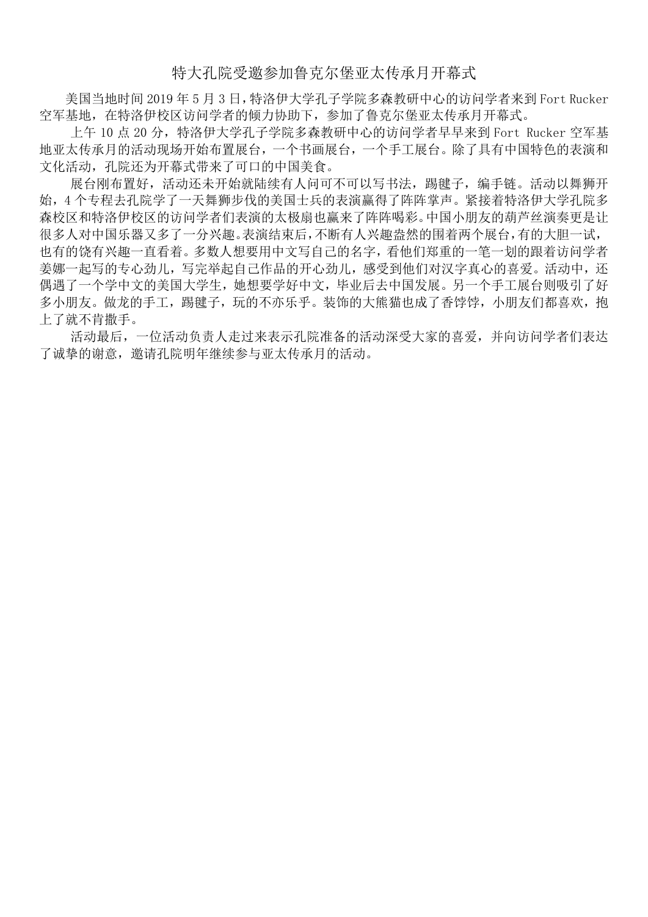# 特大孔院受邀参加鲁克尔堡亚太传承月开幕式

美国当地时间 2019 年 5 月 3 日，特洛伊大学孔子学院多森教研中心的访问学者来到 Fort Rucker 空军基地，在特洛伊校区访问学者的倾力协助下，参加了鲁克尔堡亚太传承月开幕式。

上午 10 点 20 分，特洛伊大学孔子学院多森教研中心的访问学者早早来到 Fort Rucker 空军基地亚太传承月的活动现场开始布置展台，一个书画展台，一个手工展台。除了具有中国特色的表演和文化活动，孔院还为开幕式带来了可口的中国美食。

展台刚布置好，活动还未开始就陆续有人问可不可以写书法，踢毽子，编手链。活动以舞狮开始，4 个专程去孔院学了一天舞狮步伐的美国士兵的表演赢得了阵阵掌声。紧接着特洛伊大学孔院多森校区和特洛伊校区的访问学者们表演的太极扇也赢来了阵阵喝彩。中国小朋友的葫芦丝演奏更是让很多人对中国乐器又多了一分兴趣。表演结束后，不断有人兴趣盎然的围着两个展台，有的大胆一试，也有的饶有兴趣一直看着。多数人想要用中文写自己的名字，看他们郑重的一笔一划的跟着访问学者姜娜一起写的专心劲儿，写完举起自己作品的开心劲儿，感受到他们对汉字真心的喜爱。活动中，还偶遇了一个学中文的美国大学生，她想要学好中文，毕业后去中国发展。另一个手工展台则吸引了好多小朋友。做龙的手工，踢毽子，玩的不亦乐乎。装饰的大熊猫也成了香饽饽，小朋友们都喜欢，抱上了就不肯撒手。

活动最后，一位活动负责人走过来表示孔院准备的活动深受大家的喜爱，并向访问学者们表达了诚挚的谢意，邀请孔院明年继续参与亚太传承月的活动。